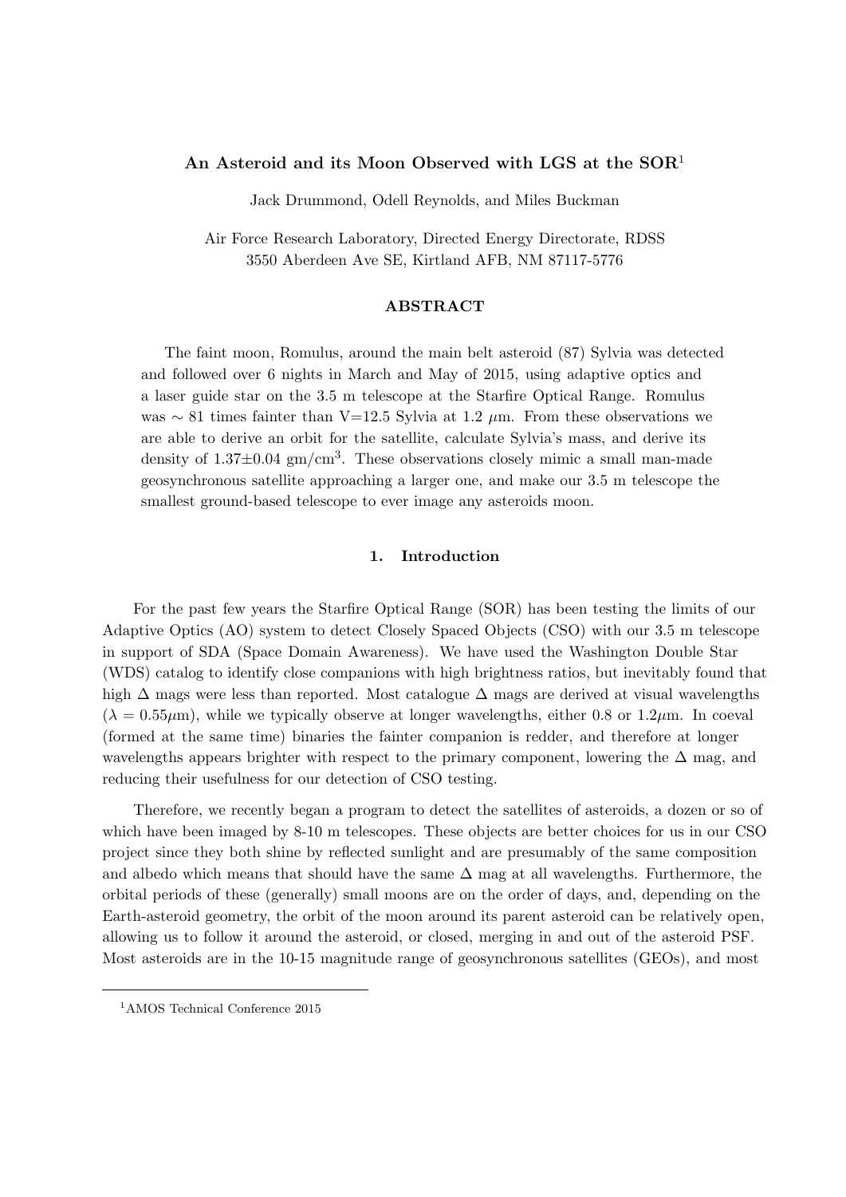# An Asteroid and its Moon Observed with LGS at the SOR[1]

Jack Drummond, Odell Reynolds, and Miles Buckman

Air Force Research Laboratory, Directed Energy Directorate, RDSS
3550 Aberdeen Ave SE, Kirtland AFB, NM 87117-5776

## ABSTRACT

The faint moon, Romulus, around the main belt asteroid (87) Sylvia was detected and followed over 6 nights in March and May of 2015, using adaptive optics and a laser guide star on the 3.5 m telescope at the Starfire Optical Range. Romulus was $\sim$ 81 times fainter than V=12.5 Sylvia at 1.2 $\mu$m. From these observations we are able to derive an orbit for the satellite, calculate Sylvia's mass, and derive its density of 1.37$\pm$0.04 gm/cm$^3$. These observations closely mimic a small man-made geosynchronous satellite approaching a larger one, and make our 3.5 m telescope the smallest ground-based telescope to ever image any asteroids moon.

## 1. Introduction

For the past few years the Starfire Optical Range (SOR) has been testing the limits of our Adaptive Optics (AO) system to detect Closely Spaced Objects (CSO) with our 3.5 m telescope in support of SDA (Space Domain Awareness). We have used the Washington Double Star (WDS) catalog to identify close companions with high brightness ratios, but inevitably found that high $\Delta$ mags were less than reported. Most catalogue $\Delta$ mags are derived at visual wavelengths ($\lambda = 0.55\mu$m), while we typically observe at longer wavelengths, either 0.8 or 1.2$\mu$m. In coeval (formed at the same time) binaries the fainter companion is redder, and therefore at longer wavelengths appears brighter with respect to the primary component, lowering the $\Delta$ mag, and reducing their usefulness for our detection of CSO testing.

Therefore, we recently began a program to detect the satellites of asteroids, a dozen or so of which have been imaged by 8-10 m telescopes. These objects are better choices for us in our CSO project since they both shine by reflected sunlight and are presumably of the same composition and albedo which means that should have the same $\Delta$ mag at all wavelengths. Furthermore, the orbital periods of these (generally) small moons are on the order of days, and, depending on the Earth-asteroid geometry, the orbit of the moon around its parent asteroid can be relatively open, allowing us to follow it around the asteroid, or closed, merging in and out of the asteroid PSF. Most asteroids are in the 10-15 magnitude range of geosynchronous satellites (GEOs), and most

[1] AMOS Technical Conference 2015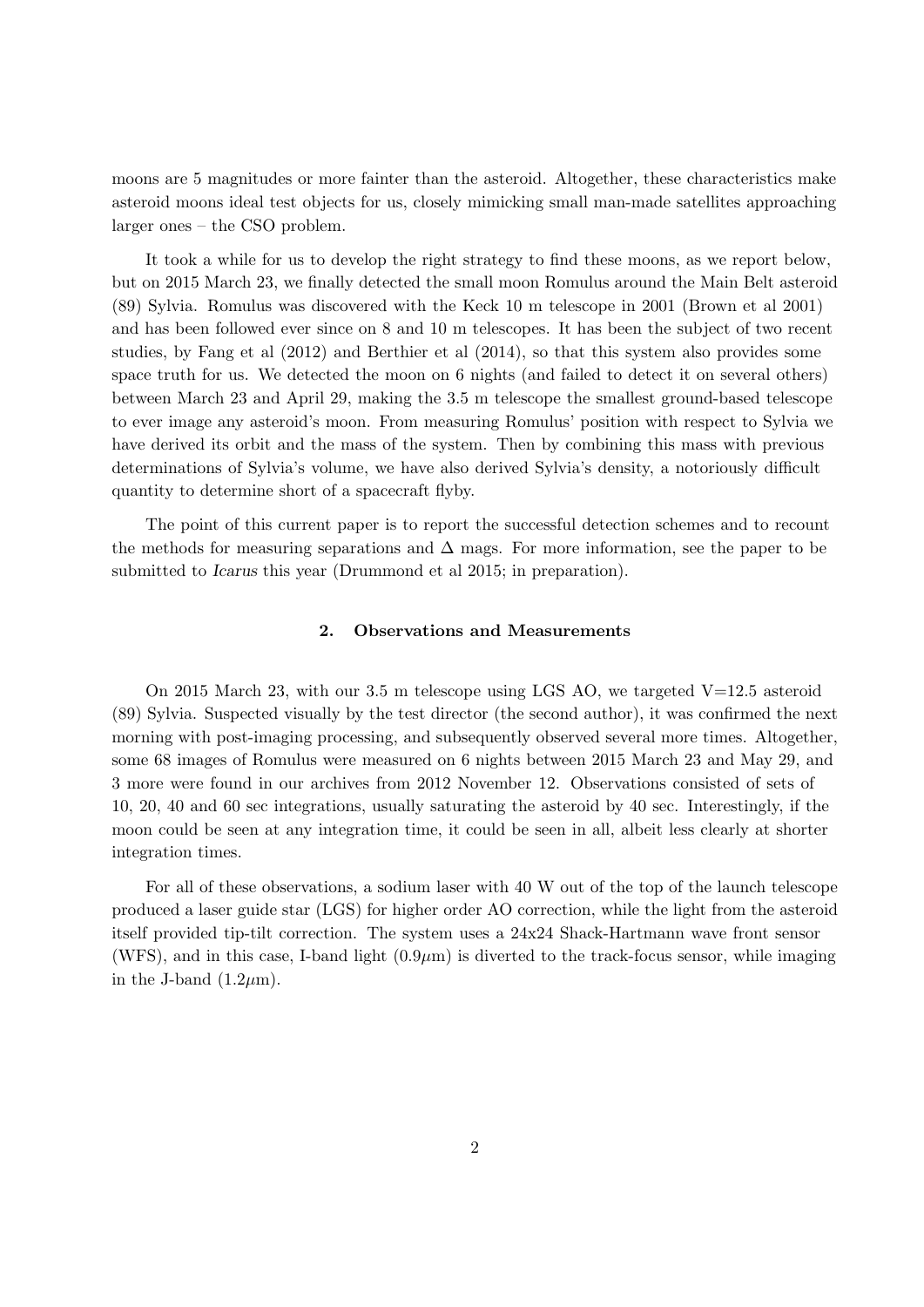moons are 5 magnitudes or more fainter than the asteroid. Altogether, these characteristics make asteroid moons ideal test objects for us, closely mimicking small man-made satellites approaching larger ones – the CSO problem.

It took a while for us to develop the right strategy to find these moons, as we report below, but on 2015 March 23, we finally detected the small moon Romulus around the Main Belt asteroid (89) Sylvia. Romulus was discovered with the Keck 10 m telescope in 2001 (Brown et al 2001) and has been followed ever since on 8 and 10 m telescopes. It has been the subject of two recent studies, by Fang et al (2012) and Berthier et al (2014), so that this system also provides some space truth for us. We detected the moon on 6 nights (and failed to detect it on several others) between March 23 and April 29, making the 3.5 m telescope the smallest ground-based telescope to ever image any asteroid's moon. From measuring Romulus' position with respect to Sylvia we have derived its orbit and the mass of the system. Then by combining this mass with previous determinations of Sylvia's volume, we have also derived Sylvia's density, a notoriously difficult quantity to determine short of a spacecraft flyby.

The point of this current paper is to report the successful detection schemes and to recount the methods for measuring separations and $\Delta$ mags. For more information, see the paper to be submitted to *Icarus* this year (Drummond et al 2015; in preparation).

## 2. Observations and Measurements

On 2015 March 23, with our 3.5 m telescope using LGS AO, we targeted V=12.5 asteroid (89) Sylvia. Suspected visually by the test director (the second author), it was confirmed the next morning with post-imaging processing, and subsequently observed several more times. Altogether, some 68 images of Romulus were measured on 6 nights between 2015 March 23 and May 29, and 3 more were found in our archives from 2012 November 12. Observations consisted of sets of 10, 20, 40 and 60 sec integrations, usually saturating the asteroid by 40 sec. Interestingly, if the moon could be seen at any integration time, it could be seen in all, albeit less clearly at shorter integration times.

For all of these observations, a sodium laser with 40 W out of the top of the launch telescope produced a laser guide star (LGS) for higher order AO correction, while the light from the asteroid itself provided tip-tilt correction. The system uses a 24x24 Shack-Hartmann wave front sensor (WFS), and in this case, I-band light ($0.9\mu$m) is diverted to the track-focus sensor, while imaging in the J-band ($1.2\mu$m).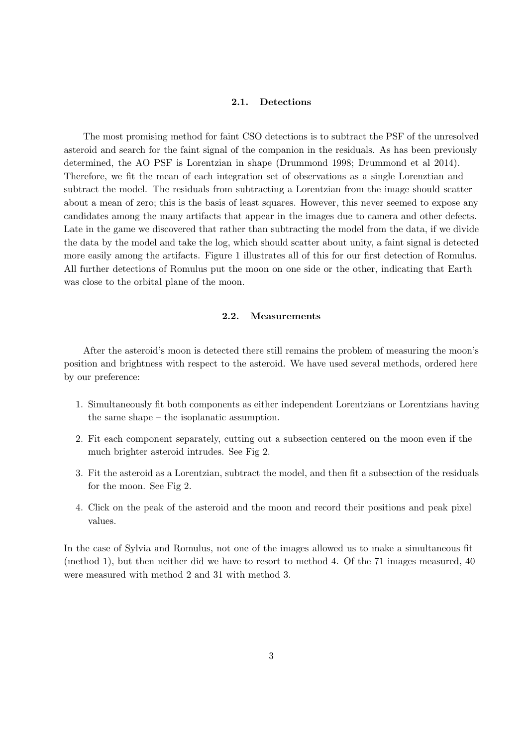### 2.1. Detections

The most promising method for faint CSO detections is to subtract the PSF of the unresolved asteroid and search for the faint signal of the companion in the residuals. As has been previously determined, the AO PSF is Lorentzian in shape (Drummond 1998; Drummond et al 2014). Therefore, we fit the mean of each integration set of observations as a single Lorenztian and subtract the model. The residuals from subtracting a Lorentzian from the image should scatter about a mean of zero; this is the basis of least squares. However, this never seemed to expose any candidates among the many artifacts that appear in the images due to camera and other defects. Late in the game we discovered that rather than subtracting the model from the data, if we divide the data by the model and take the log, which should scatter about unity, a faint signal is detected more easily among the artifacts. Figure 1 illustrates all of this for our first detection of Romulus. All further detections of Romulus put the moon on one side or the other, indicating that Earth was close to the orbital plane of the moon.

### 2.2. Measurements

After the asteroid's moon is detected there still remains the problem of measuring the moon's position and brightness with respect to the asteroid. We have used several methods, ordered here by our preference:

1. Simultaneously fit both components as either independent Lorentzians or Lorentzians having the same shape – the isoplanatic assumption.
2. Fit each component separately, cutting out a subsection centered on the moon even if the much brighter asteroid intrudes. See Fig 2.
3. Fit the asteroid as a Lorentzian, subtract the model, and then fit a subsection of the residuals for the moon. See Fig 2.
4. Click on the peak of the asteroid and the moon and record their positions and peak pixel values.

In the case of Sylvia and Romulus, not one of the images allowed us to make a simultaneous fit (method 1), but then neither did we have to resort to method 4. Of the 71 images measured, 40 were measured with method 2 and 31 with method 3.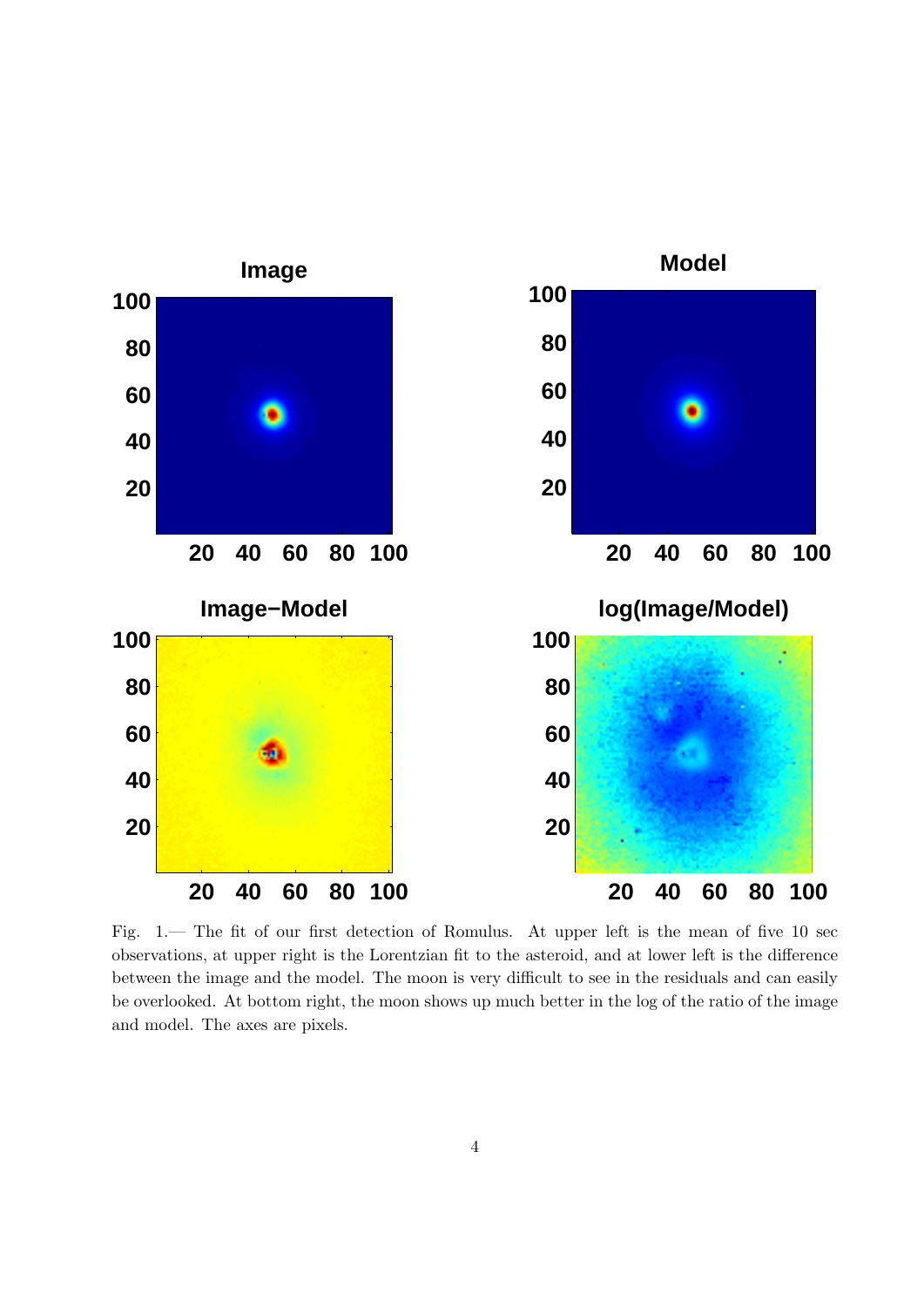Fig. 1.— The fit of our first detection of Romulus. At upper left is the mean of five 10 sec observations, at upper right is the Lorentzian fit to the asteroid, and at lower left is the difference between the image and the model. The moon is very difficult to see in the residuals and can easily be overlooked. At bottom right, the moon shows up much better in the log of the ratio of the image and model. The axes are pixels.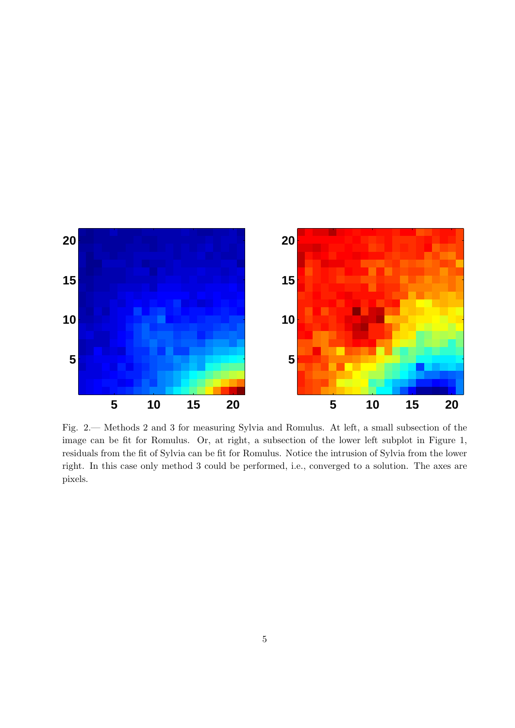Fig. 2.— Methods 2 and 3 for measuring Sylvia and Romulus. At left, a small subsection of the image can be fit for Romulus. Or, at right, a subsection of the lower left subplot in Figure 1, residuals from the fit of Sylvia can be fit for Romulus. Notice the intrusion of Sylvia from the lower right. In this case only method 3 could be performed, i.e., converged to a solution. The axes are pixels.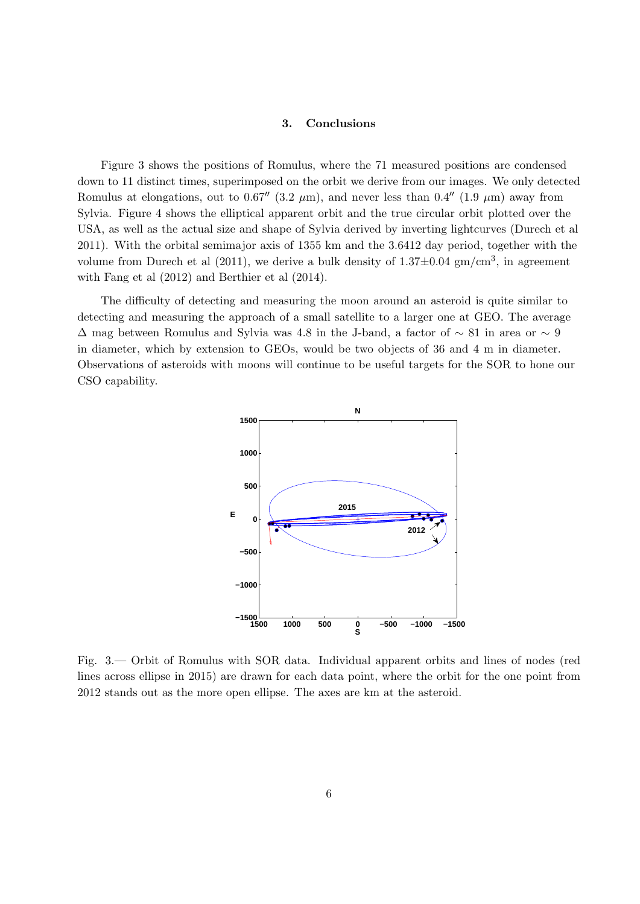## 3. Conclusions

Figure 3 shows the positions of Romulus, where the 71 measured positions are condensed down to 11 distinct times, superimposed on the orbit we derive from our images. We only detected Romulus at elongations, out to $0.67''$ ($3.2\ \mu$m), and never less than $0.4''$ ($1.9\ \mu$m) away from Sylvia. Figure 4 shows the elliptical apparent orbit and the true circular orbit plotted over the USA, as well as the actual size and shape of Sylvia derived by inverting lightcurves (Durech et al 2011). With the orbital semimajor axis of 1355 km and the 3.6412 day period, together with the volume from Durech et al (2011), we derive a bulk density of $1.37 \pm 0.04$ gm/cm$^3$, in agreement with Fang et al (2012) and Berthier et al (2014).

The difficulty of detecting and measuring the moon around an asteroid is quite similar to detecting and measuring the approach of a small satellite to a larger one at GEO. The average $\Delta$ mag between Romulus and Sylvia was 4.8 in the J-band, a factor of $\sim 81$ in area or $\sim 9$ in diameter, which by extension to GEOs, would be two objects of 36 and 4 m in diameter. Observations of asteroids with moons will continue to be useful targets for the SOR to hone our CSO capability.

Fig. 3.— Orbit of Romulus with SOR data. Individual apparent orbits and lines of nodes (red lines across ellipse in 2015) are drawn for each data point, where the orbit for the one point from 2012 stands out as the more open ellipse. The axes are km at the asteroid.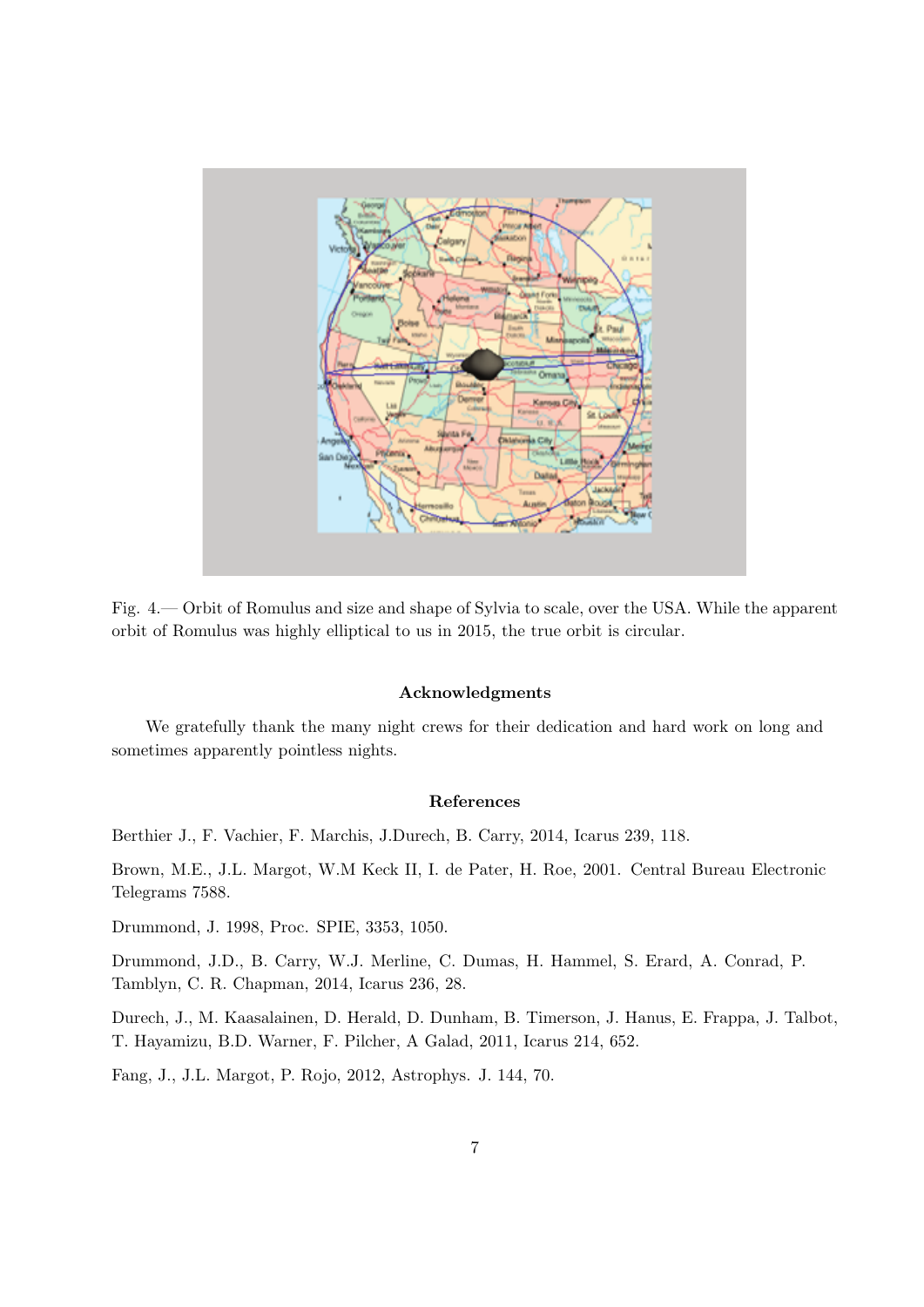Fig. 4.— Orbit of Romulus and size and shape of Sylvia to scale, over the USA. While the apparent orbit of Romulus was highly elliptical to us in 2015, the true orbit is circular.

### Acknowledgments

We gratefully thank the many night crews for their dedication and hard work on long and sometimes apparently pointless nights.

### References

Berthier J., F. Vachier, F. Marchis, J.Durech, B. Carry, 2014, Icarus 239, 118.

Brown, M.E., J.L. Margot, W.M Keck II, I. de Pater, H. Roe, 2001. Central Bureau Electronic Telegrams 7588.

Drummond, J. 1998, Proc. SPIE, 3353, 1050.

Drummond, J.D., B. Carry, W.J. Merline, C. Dumas, H. Hammel, S. Erard, A. Conrad, P. Tamblyn, C. R. Chapman, 2014, Icarus 236, 28.

Durech, J., M. Kaasalainen, D. Herald, D. Dunham, B. Timerson, J. Hanus, E. Frappa, J. Talbot, T. Hayamizu, B.D. Warner, F. Pilcher, A Galad, 2011, Icarus 214, 652.

Fang, J., J.L. Margot, P. Rojo, 2012, Astrophys. J. 144, 70.